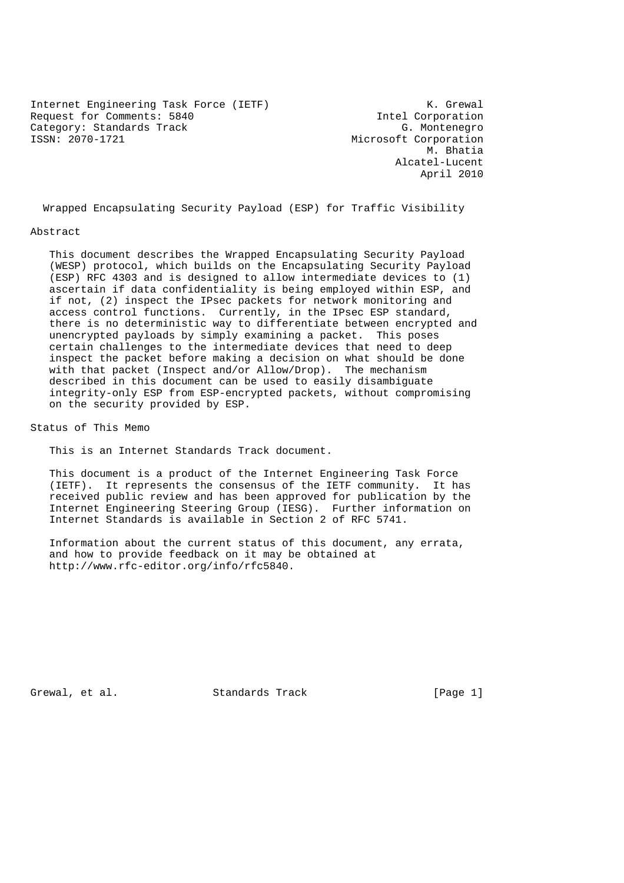Internet Engineering Task Force (IETF) K. Grewal
Request for Comments: 5840 Intel Corporation
Category: Standards Track G. Montenegro
ISSN: 2070-1721 Microsoft Corporation
M. Bhatia
Alcatel-Lucent
April 2010

# Wrapped Encapsulating Security Payload (ESP) for Traffic Visibility

## Abstract

This document describes the Wrapped Encapsulating Security Payload (WESP) protocol, which builds on the Encapsulating Security Payload (ESP) RFC 4303 and is designed to allow intermediate devices to (1) ascertain if data confidentiality is being employed within ESP, and if not, (2) inspect the IPsec packets for network monitoring and access control functions. Currently, in the IPsec ESP standard, there is no deterministic way to differentiate between encrypted and unencrypted payloads by simply examining a packet. This poses certain challenges to the intermediate devices that need to deep inspect the packet before making a decision on what should be done with that packet (Inspect and/or Allow/Drop). The mechanism described in this document can be used to easily disambiguate integrity-only ESP from ESP-encrypted packets, without compromising on the security provided by ESP.

## Status of This Memo

This is an Internet Standards Track document.

This document is a product of the Internet Engineering Task Force (IETF). It represents the consensus of the IETF community. It has received public review and has been approved for publication by the Internet Engineering Steering Group (IESG). Further information on Internet Standards is available in Section 2 of RFC 5741.

Information about the current status of this document, any errata, and how to provide feedback on it may be obtained at http://www.rfc-editor.org/info/rfc5840.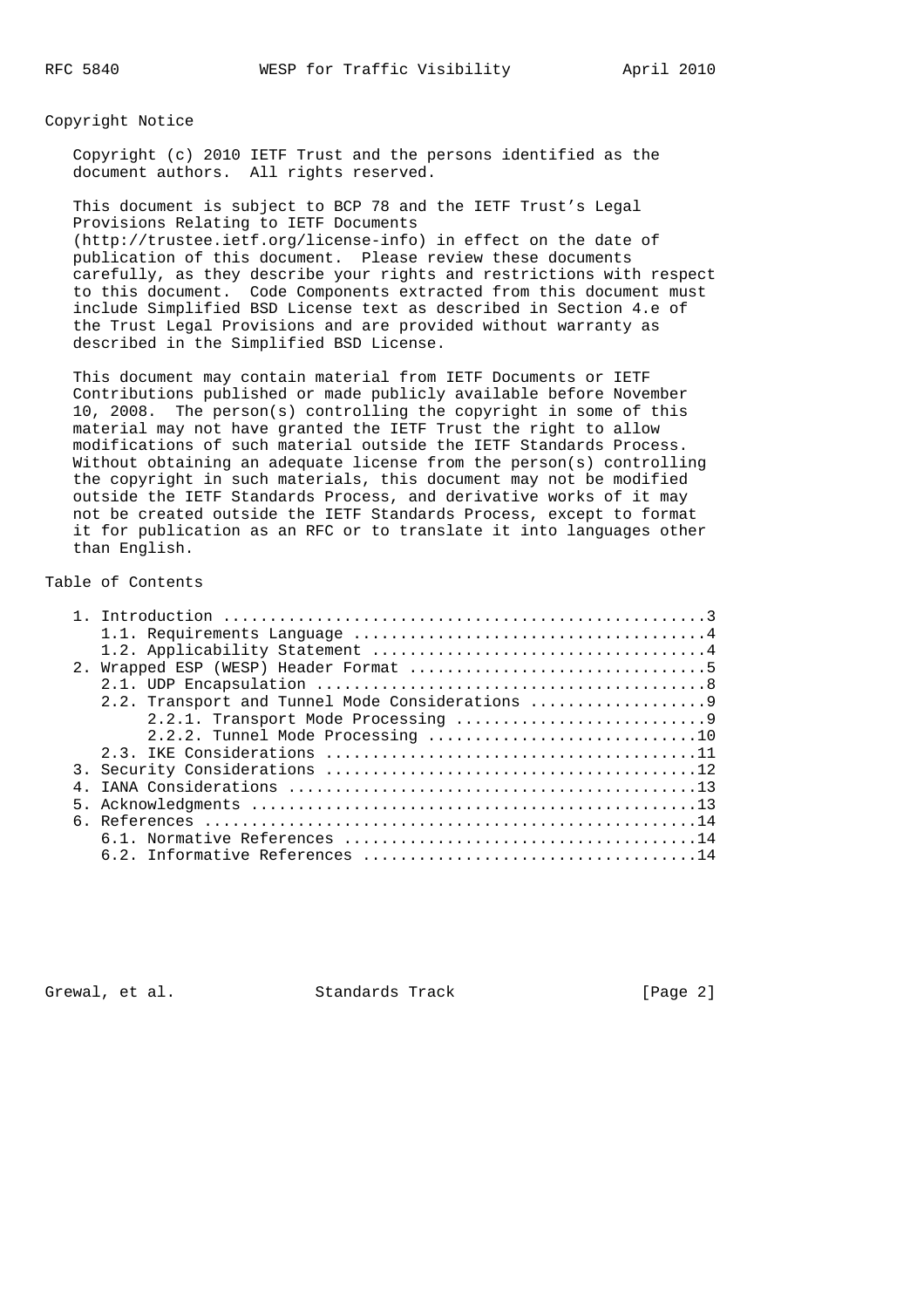## Copyright Notice

Copyright (c) 2010 IETF Trust and the persons identified as the document authors. All rights reserved.

This document is subject to BCP 78 and the IETF Trust's Legal Provisions Relating to IETF Documents (http://trustee.ietf.org/license-info) in effect on the date of publication of this document. Please review these documents carefully, as they describe your rights and restrictions with respect to this document. Code Components extracted from this document must include Simplified BSD License text as described in Section 4.e of the Trust Legal Provisions and are provided without warranty as described in the Simplified BSD License.

This document may contain material from IETF Documents or IETF Contributions published or made publicly available before November 10, 2008. The person(s) controlling the copyright in some of this material may not have granted the IETF Trust the right to allow modifications of such material outside the IETF Standards Process. Without obtaining an adequate license from the person(s) controlling the copyright in such materials, this document may not be modified outside the IETF Standards Process, and derivative works of it may not be created outside the IETF Standards Process, except to format it for publication as an RFC or to translate it into languages other than English.

## Table of Contents

```
   1. Introduction ....................................................3
      1.1. Requirements Language ......................................4
      1.2. Applicability Statement ....................................4
   2. Wrapped ESP (WESP) Header Format ................................5
      2.1. UDP Encapsulation ..........................................8
      2.2. Transport and Tunnel Mode Considerations ...................9
           2.2.1. Transport Mode Processing ...........................9
           2.2.2. Tunnel Mode Processing .............................10
      2.3. IKE Considerations ........................................11
   3. Security Considerations ........................................12
   4. IANA Considerations ............................................13
   5. Acknowledgments ................................................13
   6. References .....................................................14
      6.1. Normative References ......................................14
      6.2. Informative References ....................................14
```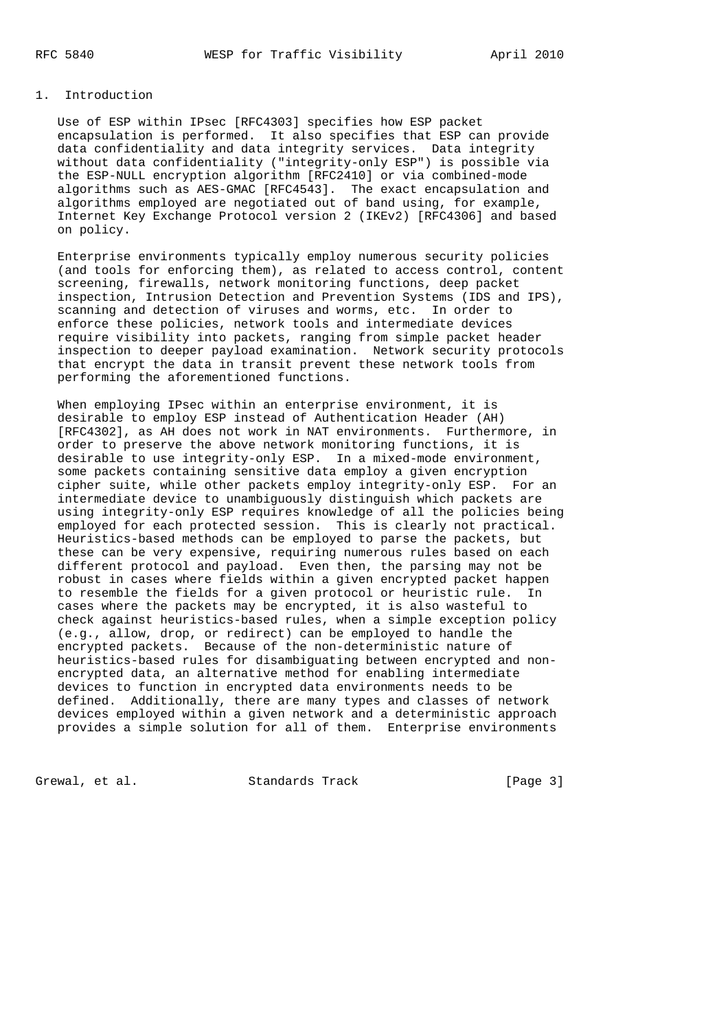## 1. Introduction

Use of ESP within IPsec [RFC4303] specifies how ESP packet encapsulation is performed. It also specifies that ESP can provide data confidentiality and data integrity services. Data integrity without data confidentiality ("integrity-only ESP") is possible via the ESP-NULL encryption algorithm [RFC2410] or via combined-mode algorithms such as AES-GMAC [RFC4543]. The exact encapsulation and algorithms employed are negotiated out of band using, for example, Internet Key Exchange Protocol version 2 (IKEv2) [RFC4306] and based on policy.

Enterprise environments typically employ numerous security policies (and tools for enforcing them), as related to access control, content screening, firewalls, network monitoring functions, deep packet inspection, Intrusion Detection and Prevention Systems (IDS and IPS), scanning and detection of viruses and worms, etc. In order to enforce these policies, network tools and intermediate devices require visibility into packets, ranging from simple packet header inspection to deeper payload examination. Network security protocols that encrypt the data in transit prevent these network tools from performing the aforementioned functions.

When employing IPsec within an enterprise environment, it is desirable to employ ESP instead of Authentication Header (AH) [RFC4302], as AH does not work in NAT environments. Furthermore, in order to preserve the above network monitoring functions, it is desirable to use integrity-only ESP. In a mixed-mode environment, some packets containing sensitive data employ a given encryption cipher suite, while other packets employ integrity-only ESP. For an intermediate device to unambiguously distinguish which packets are using integrity-only ESP requires knowledge of all the policies being employed for each protected session. This is clearly not practical. Heuristics-based methods can be employed to parse the packets, but these can be very expensive, requiring numerous rules based on each different protocol and payload. Even then, the parsing may not be robust in cases where fields within a given encrypted packet happen to resemble the fields for a given protocol or heuristic rule. In cases where the packets may be encrypted, it is also wasteful to check against heuristics-based rules, when a simple exception policy (e.g., allow, drop, or redirect) can be employed to handle the encrypted packets. Because of the non-deterministic nature of heuristics-based rules for disambiguating between encrypted and non-encrypted data, an alternative method for enabling intermediate devices to function in encrypted data environments needs to be defined. Additionally, there are many types and classes of network devices employed within a given network and a deterministic approach provides a simple solution for all of them. Enterprise environments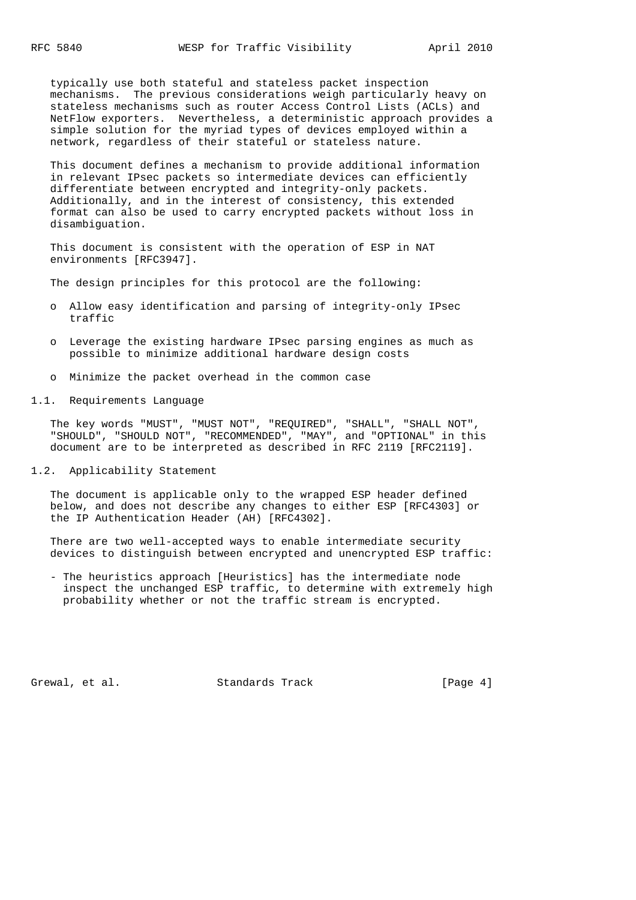typically use both stateful and stateless packet inspection mechanisms. The previous considerations weigh particularly heavy on stateless mechanisms such as router Access Control Lists (ACLs) and NetFlow exporters. Nevertheless, a deterministic approach provides a simple solution for the myriad types of devices employed within a network, regardless of their stateful or stateless nature.

This document defines a mechanism to provide additional information in relevant IPsec packets so intermediate devices can efficiently differentiate between encrypted and integrity-only packets. Additionally, and in the interest of consistency, this extended format can also be used to carry encrypted packets without loss in disambiguation.

This document is consistent with the operation of ESP in NAT environments [RFC3947].

The design principles for this protocol are the following:

- Allow easy identification and parsing of integrity-only IPsec traffic
- Leverage the existing hardware IPsec parsing engines as much as possible to minimize additional hardware design costs
- Minimize the packet overhead in the common case

### 1.1. Requirements Language

The key words "MUST", "MUST NOT", "REQUIRED", "SHALL", "SHALL NOT", "SHOULD", "SHOULD NOT", "RECOMMENDED", "MAY", and "OPTIONAL" in this document are to be interpreted as described in RFC 2119 [RFC2119].

### 1.2. Applicability Statement

The document is applicable only to the wrapped ESP header defined below, and does not describe any changes to either ESP [RFC4303] or the IP Authentication Header (AH) [RFC4302].

There are two well-accepted ways to enable intermediate security devices to distinguish between encrypted and unencrypted ESP traffic:

- The heuristics approach [Heuristics] has the intermediate node inspect the unchanged ESP traffic, to determine with extremely high probability whether or not the traffic stream is encrypted.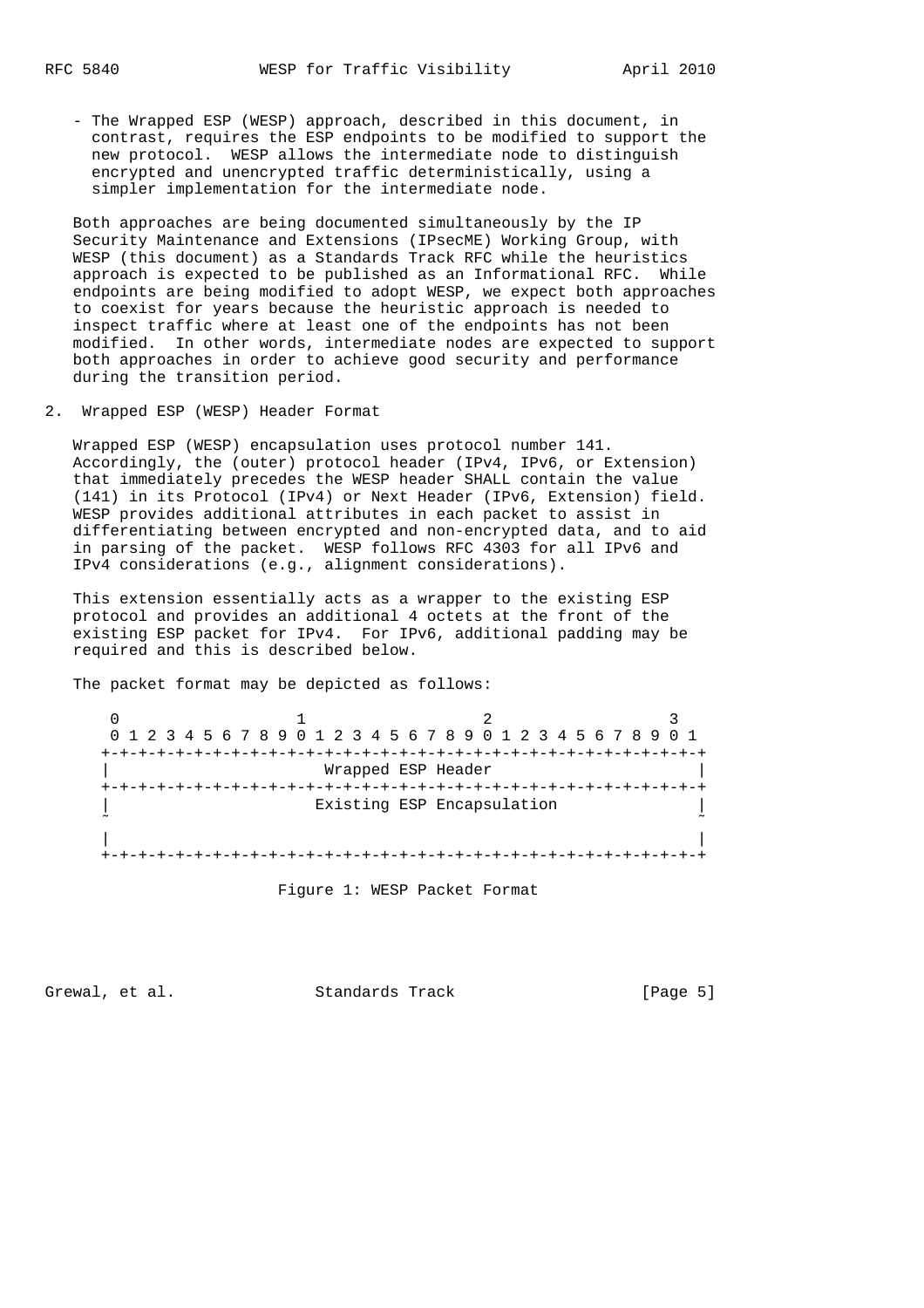- The Wrapped ESP (WESP) approach, described in this document, in contrast, requires the ESP endpoints to be modified to support the new protocol. WESP allows the intermediate node to distinguish encrypted and unencrypted traffic deterministically, using a simpler implementation for the intermediate node.

Both approaches are being documented simultaneously by the IP Security Maintenance and Extensions (IPsecME) Working Group, with WESP (this document) as a Standards Track RFC while the heuristics approach is expected to be published as an Informational RFC. While endpoints are being modified to adopt WESP, we expect both approaches to coexist for years because the heuristic approach is needed to inspect traffic where at least one of the endpoints has not been modified. In other words, intermediate nodes are expected to support both approaches in order to achieve good security and performance during the transition period.

## 2. Wrapped ESP (WESP) Header Format

Wrapped ESP (WESP) encapsulation uses protocol number 141. Accordingly, the (outer) protocol header (IPv4, IPv6, or Extension) that immediately precedes the WESP header SHALL contain the value (141) in its Protocol (IPv4) or Next Header (IPv6, Extension) field. WESP provides additional attributes in each packet to assist in differentiating between encrypted and non-encrypted data, and to aid in parsing of the packet. WESP follows RFC 4303 for all IPv6 and IPv4 considerations (e.g., alignment considerations).

This extension essentially acts as a wrapper to the existing ESP protocol and provides an additional 4 octets at the front of the existing ESP packet for IPv4. For IPv6, additional padding may be required and this is described below.

The packet format may be depicted as follows:

```
 0                   1                   2                   3
 0 1 2 3 4 5 6 7 8 9 0 1 2 3 4 5 6 7 8 9 0 1 2 3 4 5 6 7 8 9 0 1
+-+-+-+-+-+-+-+-+-+-+-+-+-+-+-+-+-+-+-+-+-+-+-+-+-+-+-+-+-+-+-+-+
|                      Wrapped ESP Header                       |
+-+-+-+-+-+-+-+-+-+-+-+-+-+-+-+-+-+-+-+-+-+-+-+-+-+-+-+-+-+-+-+-+
|                     Existing ESP Encapsulation                |
~                                                               ~
|                                                               |
+-+-+-+-+-+-+-+-+-+-+-+-+-+-+-+-+-+-+-+-+-+-+-+-+-+-+-+-+-+-+-+-+
```

Figure 1: WESP Packet Format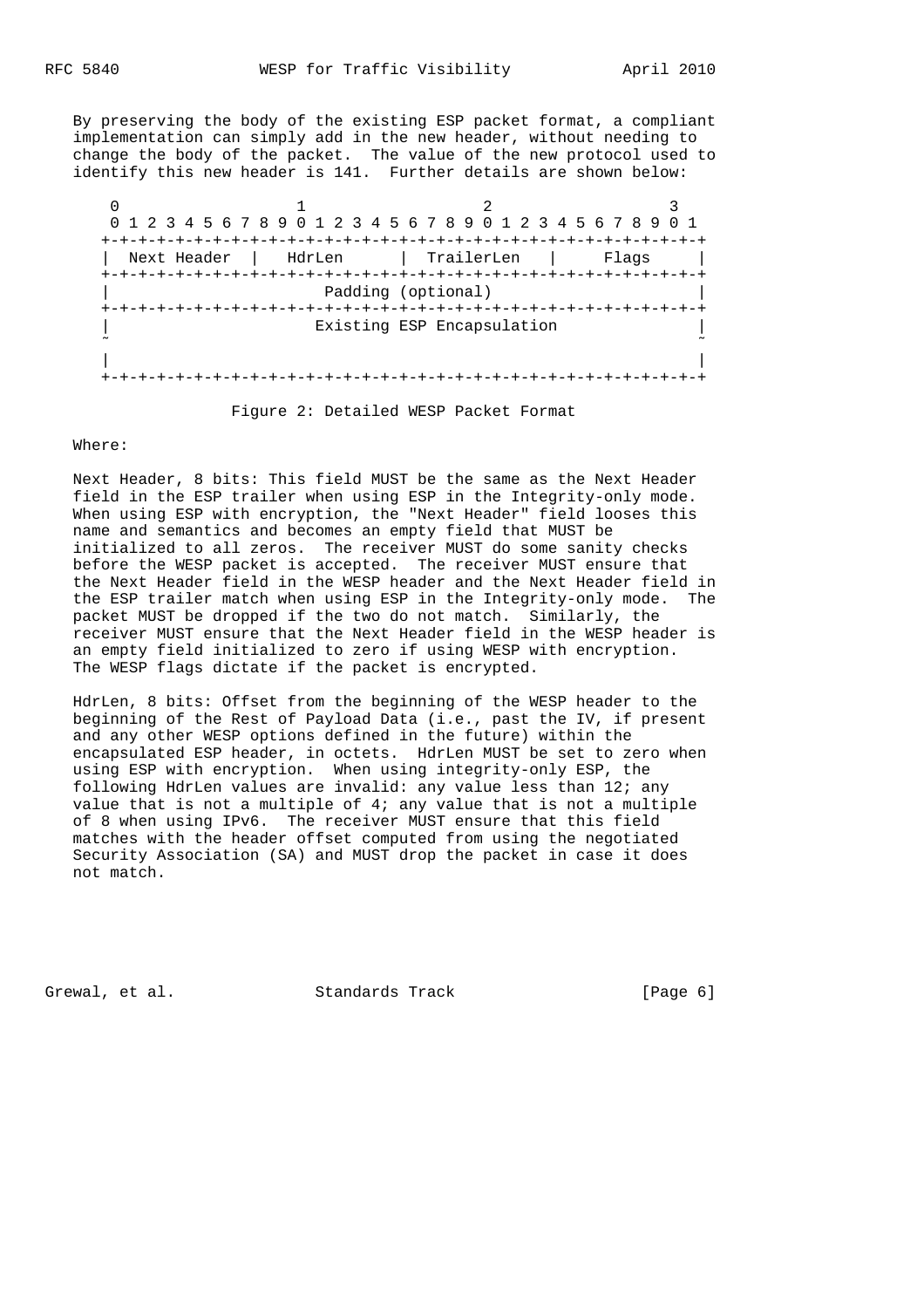By preserving the body of the existing ESP packet format, a compliant implementation can simply add in the new header, without needing to change the body of the packet. The value of the new protocol used to identify this new header is 141. Further details are shown below:

```
 0                   1                   2                   3
 0 1 2 3 4 5 6 7 8 9 0 1 2 3 4 5 6 7 8 9 0 1 2 3 4 5 6 7 8 9 0 1
+-+-+-+-+-+-+-+-+-+-+-+-+-+-+-+-+-+-+-+-+-+-+-+-+-+-+-+-+-+-+-+-+
|  Next Header  |    HdrLen     |  TrailerLen   |     Flags     |
+-+-+-+-+-+-+-+-+-+-+-+-+-+-+-+-+-+-+-+-+-+-+-+-+-+-+-+-+-+-+-+-+
|                       Padding (optional)                      |
+-+-+-+-+-+-+-+-+-+-+-+-+-+-+-+-+-+-+-+-+-+-+-+-+-+-+-+-+-+-+-+-+
|                      Existing ESP Encapsulation               |
~                                                               ~
|                                                               |
+-+-+-+-+-+-+-+-+-+-+-+-+-+-+-+-+-+-+-+-+-+-+-+-+-+-+-+-+-+-+-+-+
```

Figure 2: Detailed WESP Packet Format

Where:

Next Header, 8 bits: This field MUST be the same as the Next Header field in the ESP trailer when using ESP in the Integrity-only mode. When using ESP with encryption, the "Next Header" field looses this name and semantics and becomes an empty field that MUST be initialized to all zeros. The receiver MUST do some sanity checks before the WESP packet is accepted. The receiver MUST ensure that the Next Header field in the WESP header and the Next Header field in the ESP trailer match when using ESP in the Integrity-only mode. The packet MUST be dropped if the two do not match. Similarly, the receiver MUST ensure that the Next Header field in the WESP header is an empty field initialized to zero if using WESP with encryption. The WESP flags dictate if the packet is encrypted.

HdrLen, 8 bits: Offset from the beginning of the WESP header to the beginning of the Rest of Payload Data (i.e., past the IV, if present and any other WESP options defined in the future) within the encapsulated ESP header, in octets. HdrLen MUST be set to zero when using ESP with encryption. When using integrity-only ESP, the following HdrLen values are invalid: any value less than 12; any value that is not a multiple of 4; any value that is not a multiple of 8 when using IPv6. The receiver MUST ensure that this field matches with the header offset computed from using the negotiated Security Association (SA) and MUST drop the packet in case it does not match.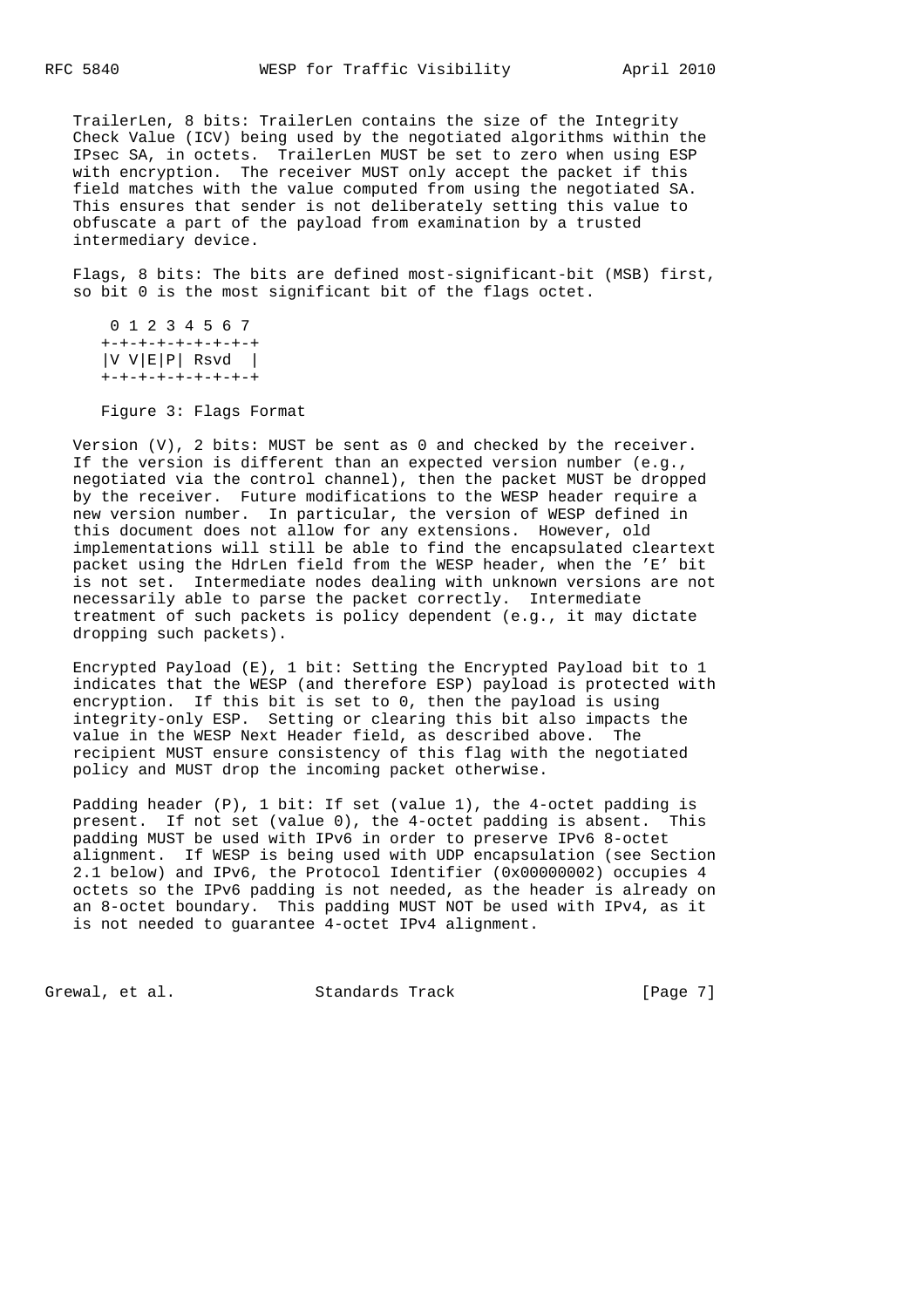TrailerLen, 8 bits: TrailerLen contains the size of the Integrity Check Value (ICV) being used by the negotiated algorithms within the IPsec SA, in octets. TrailerLen MUST be set to zero when using ESP with encryption. The receiver MUST only accept the packet if this field matches with the value computed from using the negotiated SA. This ensures that sender is not deliberately setting this value to obfuscate a part of the payload from examination by a trusted intermediary device.

Flags, 8 bits: The bits are defined most-significant-bit (MSB) first, so bit 0 is the most significant bit of the flags octet.

```
 0 1 2 3 4 5 6 7
+-+-+-+-+-+-+-+-+
|V V|E|P| Rsvd  |
+-+-+-+-+-+-+-+-+
```

Figure 3: Flags Format

Version (V), 2 bits: MUST be sent as 0 and checked by the receiver. If the version is different than an expected version number (e.g., negotiated via the control channel), then the packet MUST be dropped by the receiver. Future modifications to the WESP header require a new version number. In particular, the version of WESP defined in this document does not allow for any extensions. However, old implementations will still be able to find the encapsulated cleartext packet using the HdrLen field from the WESP header, when the 'E' bit is not set. Intermediate nodes dealing with unknown versions are not necessarily able to parse the packet correctly. Intermediate treatment of such packets is policy dependent (e.g., it may dictate dropping such packets).

Encrypted Payload (E), 1 bit: Setting the Encrypted Payload bit to 1 indicates that the WESP (and therefore ESP) payload is protected with encryption. If this bit is set to 0, then the payload is using integrity-only ESP. Setting or clearing this bit also impacts the value in the WESP Next Header field, as described above. The recipient MUST ensure consistency of this flag with the negotiated policy and MUST drop the incoming packet otherwise.

Padding header (P), 1 bit: If set (value 1), the 4-octet padding is present. If not set (value 0), the 4-octet padding is absent. This padding MUST be used with IPv6 in order to preserve IPv6 8-octet alignment. If WESP is being used with UDP encapsulation (see Section 2.1 below) and IPv6, the Protocol Identifier (0x00000002) occupies 4 octets so the IPv6 padding is not needed, as the header is already on an 8-octet boundary. This padding MUST NOT be used with IPv4, as it is not needed to guarantee 4-octet IPv4 alignment.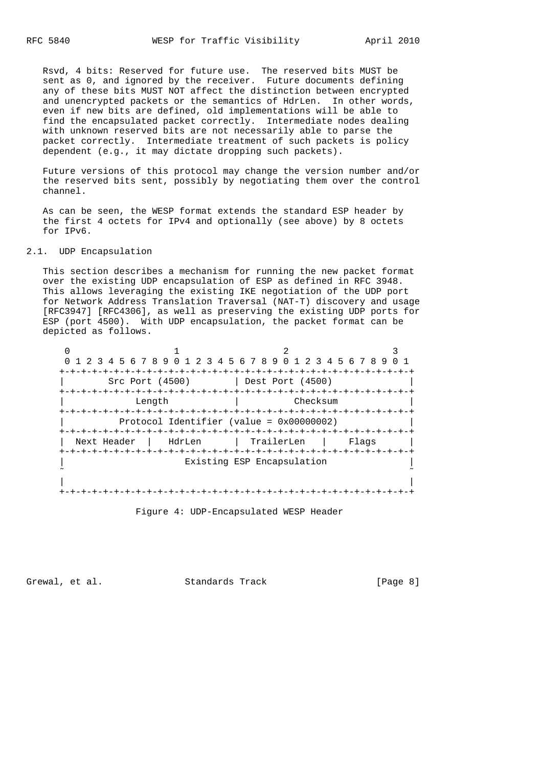Rsvd, 4 bits: Reserved for future use. The reserved bits MUST be sent as 0, and ignored by the receiver. Future documents defining any of these bits MUST NOT affect the distinction between encrypted and unencrypted packets or the semantics of HdrLen. In other words, even if new bits are defined, old implementations will be able to find the encapsulated packet correctly. Intermediate nodes dealing with unknown reserved bits are not necessarily able to parse the packet correctly. Intermediate treatment of such packets is policy dependent (e.g., it may dictate dropping such packets).

Future versions of this protocol may change the version number and/or the reserved bits sent, possibly by negotiating them over the control channel.

As can be seen, the WESP format extends the standard ESP header by the first 4 octets for IPv4 and optionally (see above) by 8 octets for IPv6.

## 2.1. UDP Encapsulation

This section describes a mechanism for running the new packet format over the existing UDP encapsulation of ESP as defined in RFC 3948. This allows leveraging the existing IKE negotiation of the UDP port for Network Address Translation Traversal (NAT-T) discovery and usage [RFC3947] [RFC4306], as well as preserving the existing UDP ports for ESP (port 4500). With UDP encapsulation, the packet format can be depicted as follows.

```
 0                   1                   2                   3
 0 1 2 3 4 5 6 7 8 9 0 1 2 3 4 5 6 7 8 9 0 1 2 3 4 5 6 7 8 9 0 1
+-+-+-+-+-+-+-+-+-+-+-+-+-+-+-+-+-+-+-+-+-+-+-+-+-+-+-+-+-+-+-+-+
|        Src Port (4500)        | Dest Port (4500)              |
+-+-+-+-+-+-+-+-+-+-+-+-+-+-+-+-+-+-+-+-+-+-+-+-+-+-+-+-+-+-+-+-+
|             Length            |           Checksum            |
+-+-+-+-+-+-+-+-+-+-+-+-+-+-+-+-+-+-+-+-+-+-+-+-+-+-+-+-+-+-+-+-+
|          Protocol Identifier (value = 0x00000002)             |
+-+-+-+-+-+-+-+-+-+-+-+-+-+-+-+-+-+-+-+-+-+-+-+-+-+-+-+-+-+-+-+-+
|  Next Header  |    HdrLen     |  TrailerLen   |    Flags      |
+-+-+-+-+-+-+-+-+-+-+-+-+-+-+-+-+-+-+-+-+-+-+-+-+-+-+-+-+-+-+-+-+
|                    Existing ESP Encapsulation                 |
~                                                               ~
|                                                               |
+-+-+-+-+-+-+-+-+-+-+-+-+-+-+-+-+-+-+-+-+-+-+-+-+-+-+-+-+-+-+-+-+
```

Figure 4: UDP-Encapsulated WESP Header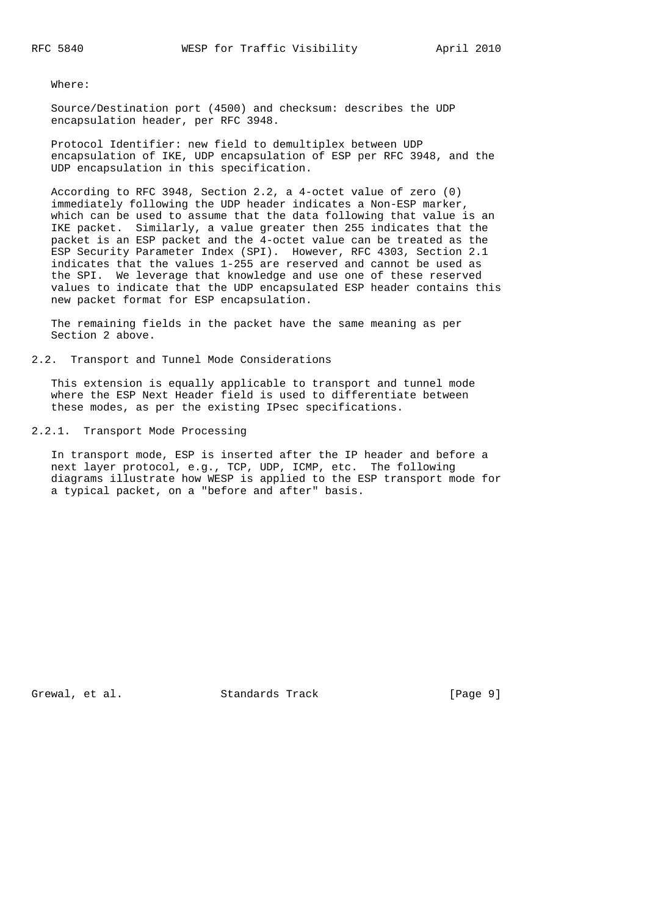Where:

Source/Destination port (4500) and checksum: describes the UDP encapsulation header, per RFC 3948.

Protocol Identifier: new field to demultiplex between UDP encapsulation of IKE, UDP encapsulation of ESP per RFC 3948, and the UDP encapsulation in this specification.

According to RFC 3948, Section 2.2, a 4-octet value of zero (0) immediately following the UDP header indicates a Non-ESP marker, which can be used to assume that the data following that value is an IKE packet. Similarly, a value greater then 255 indicates that the packet is an ESP packet and the 4-octet value can be treated as the ESP Security Parameter Index (SPI). However, RFC 4303, Section 2.1 indicates that the values 1-255 are reserved and cannot be used as the SPI. We leverage that knowledge and use one of these reserved values to indicate that the UDP encapsulated ESP header contains this new packet format for ESP encapsulation.

The remaining fields in the packet have the same meaning as per Section 2 above.

### 2.2. Transport and Tunnel Mode Considerations

This extension is equally applicable to transport and tunnel mode where the ESP Next Header field is used to differentiate between these modes, as per the existing IPsec specifications.

#### 2.2.1. Transport Mode Processing

In transport mode, ESP is inserted after the IP header and before a next layer protocol, e.g., TCP, UDP, ICMP, etc. The following diagrams illustrate how WESP is applied to the ESP transport mode for a typical packet, on a "before and after" basis.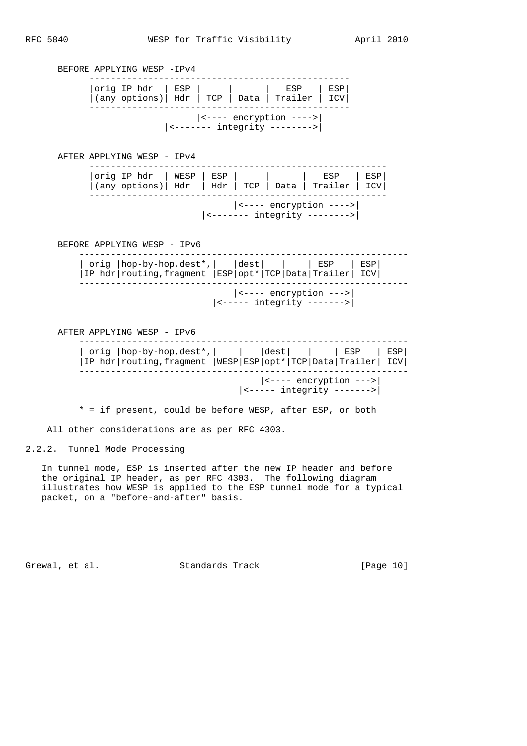```
BEFORE APPLYING WESP -IPv4
      -------------------------------------------------
      |orig IP hdr  | ESP |     |      |   ESP   | ESP|
      |(any options)| Hdr | TCP | Data | Trailer | ICV|
      -------------------------------------------------
                          |<---- encryption ---->|
                    |<------- integrity -------->|

AFTER APPLYING WESP - IPv4
      --------------------------------------------------------
      |orig IP hdr  | WESP | ESP |     |      |   ESP   | ESP|
      |(any options)| Hdr  | Hdr | TCP | Data | Trailer | ICV|
      --------------------------------------------------------
                                 |<---- encryption ---->|
                           |<------- integrity -------->|

BEFORE APPLYING WESP - IPv6
    -------------------------------------------------------------
    | orig |hop-by-hop,dest*,|   |dest|   |    | ESP   | ESP|
    |IP hdr|routing,fragment |ESP|opt*|TCP|Data|Trailer| ICV|
    -------------------------------------------------------------
                                 |<---- encryption --->|
                             |<----- integrity ------->|

AFTER APPLYING WESP - IPv6
    -------------------------------------------------------------
    | orig |hop-by-hop,dest*,|    |   |dest|   |    | ESP   | ESP|
    |IP hdr|routing,fragment |WESP|ESP|opt*|TCP|Data|Trailer| ICV|
    -------------------------------------------------------------
                                      |<---- encryption --->|
                                  |<----- integrity ------->|

    * = if present, could be before WESP, after ESP, or both
```

All other considerations are as per RFC 4303.

### 2.2.2. Tunnel Mode Processing

In tunnel mode, ESP is inserted after the new IP header and before the original IP header, as per RFC 4303. The following diagram illustrates how WESP is applied to the ESP tunnel mode for a typical packet, on a "before-and-after" basis.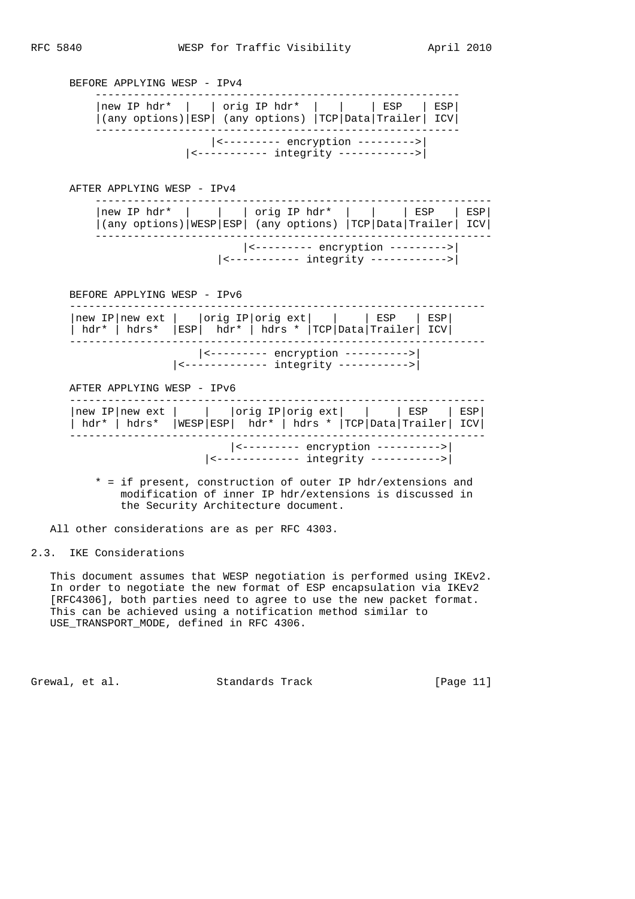```
   BEFORE APPLYING WESP - IPv4
       ---------------------------------------------------------
       |new IP hdr*  |   | orig IP hdr*  |   |    | ESP   | ESP|
       |(any options)|ESP| (any options) |TCP|Data|Trailer| ICV|
       ---------------------------------------------------------
                         |<--------- encryption --------->|
                     |<----------- integrity ------------>|

   AFTER APPLYING WESP - IPv4
       -------------------------------------------------------------
       |new IP hdr*  |    |   | orig IP hdr*  |   |    | ESP   | ESP|
       |(any options)|WESP|ESP| (any options) |TCP|Data|Trailer| ICV|
       -------------------------------------------------------------
                              |<--------- encryption --------->|
                          |<----------- integrity ------------>|

   BEFORE APPLYING WESP - IPv6
   ---------------------------------------------------------------
   |new IP|new ext |   |orig IP|orig ext|   |    | ESP   | ESP|
   | hdr* | hdrs*  |ESP|  hdr* | hdrs * |TCP|Data|Trailer| ICV|
   ---------------------------------------------------------------
                       |<--------- encryption ---------->|
                   |<------------- integrity ----------->|

   AFTER APPLYING WESP - IPv6
   ---------------------------------------------------------------
   |new IP|new ext |    |   |orig IP|orig ext|   |    | ESP   | ESP|
   | hdr* | hdrs*  |WESP|ESP|  hdr* | hdrs * |TCP|Data|Trailer| ICV|
   ---------------------------------------------------------------
                            |<--------- encryption ---------->|
                        |<------------- integrity ----------->|

       * = if present, construction of outer IP hdr/extensions and
           modification of inner IP hdr/extensions is discussed in
           the Security Architecture document.
```

All other considerations are as per RFC 4303.

## 2.3. IKE Considerations

This document assumes that WESP negotiation is performed using IKEv2. In order to negotiate the new format of ESP encapsulation via IKEv2 [RFC4306], both parties need to agree to use the new packet format. This can be achieved using a notification method similar to USE_TRANSPORT_MODE, defined in RFC 4306.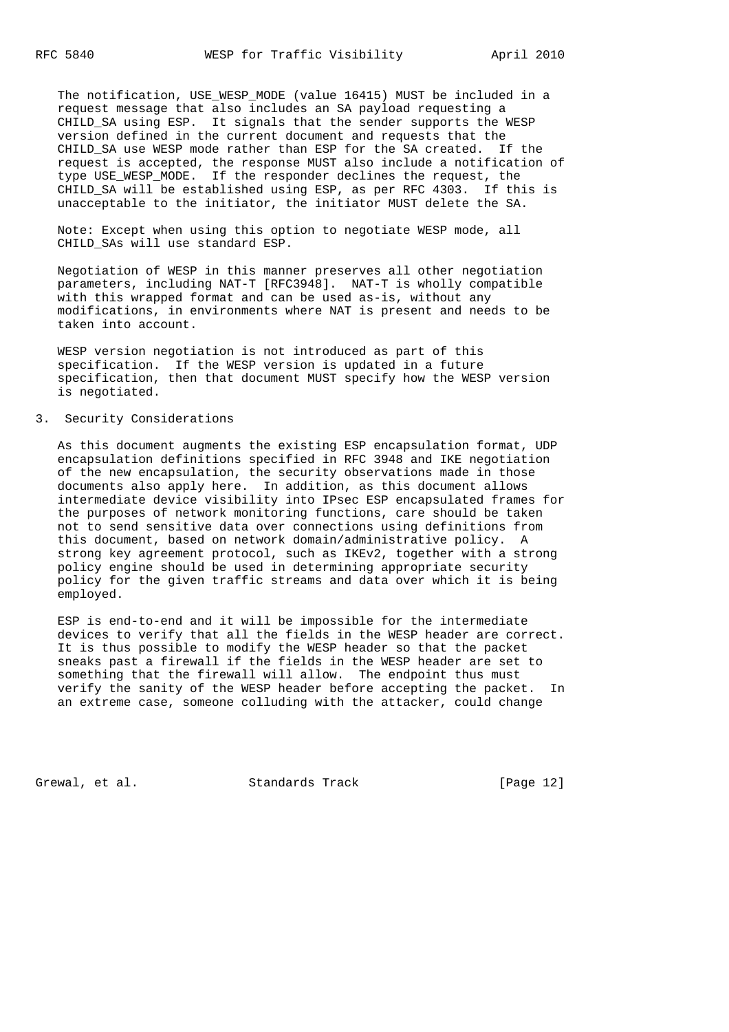The notification, USE_WESP_MODE (value 16415) MUST be included in a request message that also includes an SA payload requesting a CHILD_SA using ESP. It signals that the sender supports the WESP version defined in the current document and requests that the CHILD_SA use WESP mode rather than ESP for the SA created. If the request is accepted, the response MUST also include a notification of type USE_WESP_MODE. If the responder declines the request, the CHILD_SA will be established using ESP, as per RFC 4303. If this is unacceptable to the initiator, the initiator MUST delete the SA.

Note: Except when using this option to negotiate WESP mode, all CHILD_SAs will use standard ESP.

Negotiation of WESP in this manner preserves all other negotiation parameters, including NAT-T [RFC3948]. NAT-T is wholly compatible with this wrapped format and can be used as-is, without any modifications, in environments where NAT is present and needs to be taken into account.

WESP version negotiation is not introduced as part of this specification. If the WESP version is updated in a future specification, then that document MUST specify how the WESP version is negotiated.

## 3. Security Considerations

As this document augments the existing ESP encapsulation format, UDP encapsulation definitions specified in RFC 3948 and IKE negotiation of the new encapsulation, the security observations made in those documents also apply here. In addition, as this document allows intermediate device visibility into IPsec ESP encapsulated frames for the purposes of network monitoring functions, care should be taken not to send sensitive data over connections using definitions from this document, based on network domain/administrative policy. A strong key agreement protocol, such as IKEv2, together with a strong policy engine should be used in determining appropriate security policy for the given traffic streams and data over which it is being employed.

ESP is end-to-end and it will be impossible for the intermediate devices to verify that all the fields in the WESP header are correct. It is thus possible to modify the WESP header so that the packet sneaks past a firewall if the fields in the WESP header are set to something that the firewall will allow. The endpoint thus must verify the sanity of the WESP header before accepting the packet. In an extreme case, someone colluding with the attacker, could change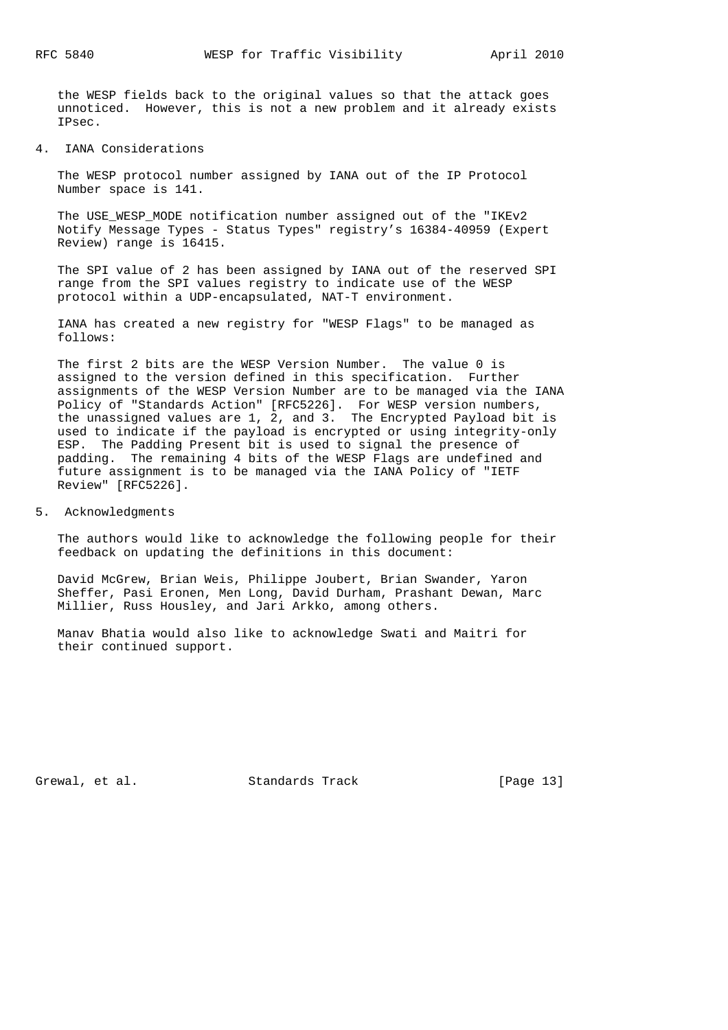the WESP fields back to the original values so that the attack goes unnoticed. However, this is not a new problem and it already exists IPsec.

## 4. IANA Considerations

The WESP protocol number assigned by IANA out of the IP Protocol Number space is 141.

The USE_WESP_MODE notification number assigned out of the "IKEv2 Notify Message Types - Status Types" registry's 16384-40959 (Expert Review) range is 16415.

The SPI value of 2 has been assigned by IANA out of the reserved SPI range from the SPI values registry to indicate use of the WESP protocol within a UDP-encapsulated, NAT-T environment.

IANA has created a new registry for "WESP Flags" to be managed as follows:

The first 2 bits are the WESP Version Number. The value 0 is assigned to the version defined in this specification. Further assignments of the WESP Version Number are to be managed via the IANA Policy of "Standards Action" [RFC5226]. For WESP version numbers, the unassigned values are 1, 2, and 3. The Encrypted Payload bit is used to indicate if the payload is encrypted or using integrity-only ESP. The Padding Present bit is used to signal the presence of padding. The remaining 4 bits of the WESP Flags are undefined and future assignment is to be managed via the IANA Policy of "IETF Review" [RFC5226].

## 5. Acknowledgments

The authors would like to acknowledge the following people for their feedback on updating the definitions in this document:

David McGrew, Brian Weis, Philippe Joubert, Brian Swander, Yaron Sheffer, Pasi Eronen, Men Long, David Durham, Prashant Dewan, Marc Millier, Russ Housley, and Jari Arkko, among others.

Manav Bhatia would also like to acknowledge Swati and Maitri for their continued support.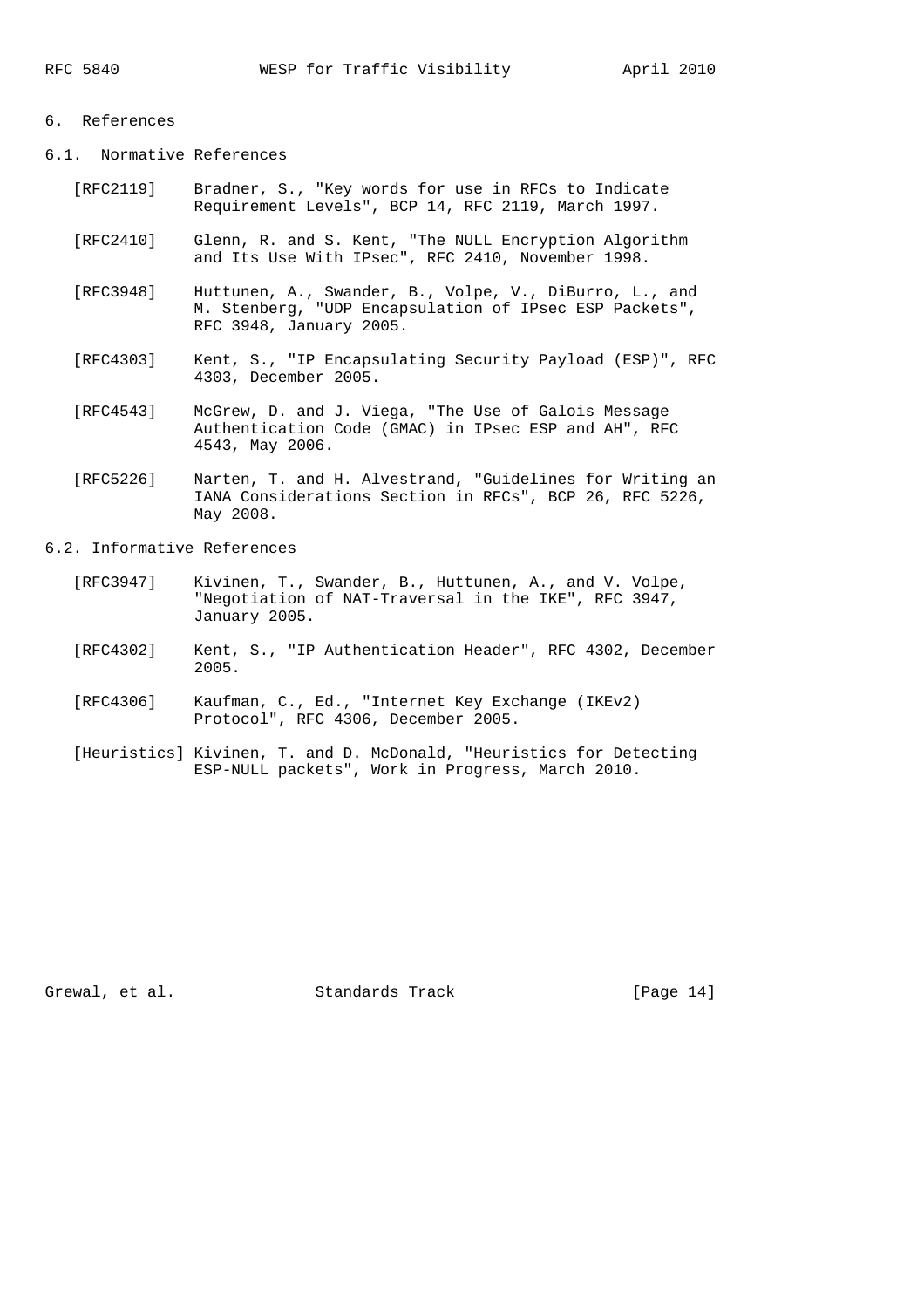# 6. References

## 6.1. Normative References

[RFC2119] Bradner, S., "Key words for use in RFCs to Indicate Requirement Levels", BCP 14, RFC 2119, March 1997.

[RFC2410] Glenn, R. and S. Kent, "The NULL Encryption Algorithm and Its Use With IPsec", RFC 2410, November 1998.

[RFC3948] Huttunen, A., Swander, B., Volpe, V., DiBurro, L., and M. Stenberg, "UDP Encapsulation of IPsec ESP Packets", RFC 3948, January 2005.

[RFC4303] Kent, S., "IP Encapsulating Security Payload (ESP)", RFC 4303, December 2005.

[RFC4543] McGrew, D. and J. Viega, "The Use of Galois Message Authentication Code (GMAC) in IPsec ESP and AH", RFC 4543, May 2006.

[RFC5226] Narten, T. and H. Alvestrand, "Guidelines for Writing an IANA Considerations Section in RFCs", BCP 26, RFC 5226, May 2008.

## 6.2. Informative References

[RFC3947] Kivinen, T., Swander, B., Huttunen, A., and V. Volpe, "Negotiation of NAT-Traversal in the IKE", RFC 3947, January 2005.

[RFC4302] Kent, S., "IP Authentication Header", RFC 4302, December 2005.

[RFC4306] Kaufman, C., Ed., "Internet Key Exchange (IKEv2) Protocol", RFC 4306, December 2005.

[Heuristics] Kivinen, T. and D. McDonald, "Heuristics for Detecting ESP-NULL packets", Work in Progress, March 2010.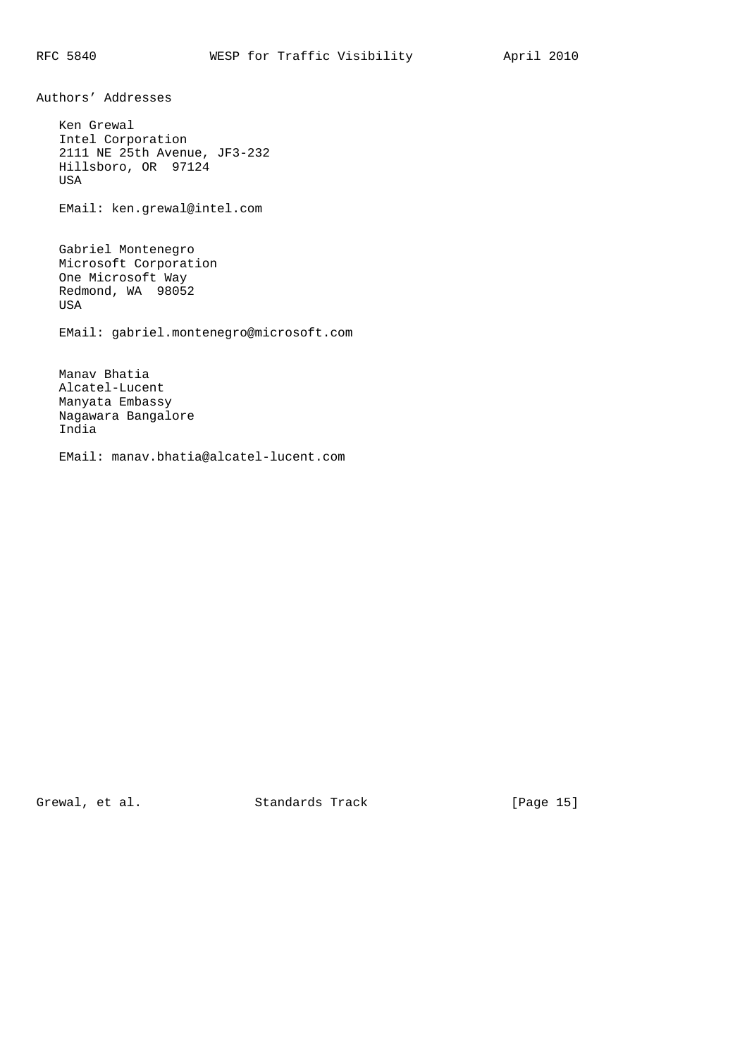## Authors' Addresses

Ken Grewal
Intel Corporation
2111 NE 25th Avenue, JF3-232
Hillsboro, OR 97124
USA

EMail: ken.grewal@intel.com

Gabriel Montenegro
Microsoft Corporation
One Microsoft Way
Redmond, WA 98052
USA

EMail: gabriel.montenegro@microsoft.com

Manav Bhatia
Alcatel-Lucent
Manyata Embassy
Nagawara Bangalore
India

EMail: manav.bhatia@alcatel-lucent.com